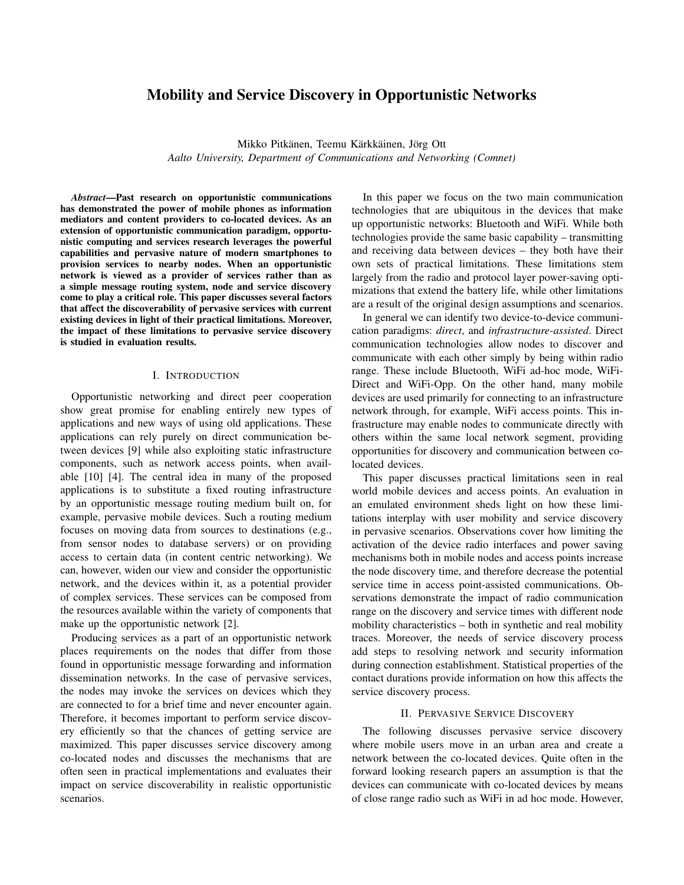# Mobility and Service Discovery in Opportunistic Networks

Mikko Pitkänen, Teemu Kärkkäinen, Jörg Ott

*Aalto University, Department of Communications and Networking (Comnet)*

***Abstract*—Past research on opportunistic communications has demonstrated the power of mobile phones as information mediators and content providers to co-located devices. As an extension of opportunistic communication paradigm, opportunistic computing and services research leverages the powerful capabilities and pervasive nature of modern smartphones to provision services to nearby nodes. When an opportunistic network is viewed as a provider of services rather than as a simple message routing system, node and service discovery come to play a critical role. This paper discusses several factors that affect the discoverability of pervasive services with current existing devices in light of their practical limitations. Moreover, the impact of these limitations to pervasive service discovery is studied in evaluation results.**

## I. Introduction

Opportunistic networking and direct peer cooperation show great promise for enabling entirely new types of applications and new ways of using old applications. These applications can rely purely on direct communication between devices [9] while also exploiting static infrastructure components, such as network access points, when available [10] [4]. The central idea in many of the proposed applications is to substitute a fixed routing infrastructure by an opportunistic message routing medium built on, for example, pervasive mobile devices. Such a routing medium focuses on moving data from sources to destinations (e.g., from sensor nodes to database servers) or on providing access to certain data (in content centric networking). We can, however, widen our view and consider the opportunistic network, and the devices within it, as a potential provider of complex services. These services can be composed from the resources available within the variety of components that make up the opportunistic network [2].

Producing services as a part of an opportunistic network places requirements on the nodes that differ from those found in opportunistic message forwarding and information dissemination networks. In the case of pervasive services, the nodes may invoke the services on devices which they are connected to for a brief time and never encounter again. Therefore, it becomes important to perform service discovery efficiently so that the chances of getting service are maximized. This paper discusses service discovery among co-located nodes and discusses the mechanisms that are often seen in practical implementations and evaluates their impact on service discoverability in realistic opportunistic scenarios.

In this paper we focus on the two main communication technologies that are ubiquitous in the devices that make up opportunistic networks: Bluetooth and WiFi. While both technologies provide the same basic capability – transmitting and receiving data between devices – they both have their own sets of practical limitations. These limitations stem largely from the radio and protocol layer power-saving optimizations that extend the battery life, while other limitations are a result of the original design assumptions and scenarios.

In general we can identify two device-to-device communication paradigms: *direct*, and *infrastructure-assisted*. Direct communication technologies allow nodes to discover and communicate with each other simply by being within radio range. These include Bluetooth, WiFi ad-hoc mode, WiFi-Direct and WiFi-Opp. On the other hand, many mobile devices are used primarily for connecting to an infrastructure network through, for example, WiFi access points. This infrastructure may enable nodes to communicate directly with others within the same local network segment, providing opportunities for discovery and communication between co-located devices.

This paper discusses practical limitations seen in real world mobile devices and access points. An evaluation in an emulated environment sheds light on how these limitations interplay with user mobility and service discovery in pervasive scenarios. Observations cover how limiting the activation of the device radio interfaces and power saving mechanisms both in mobile nodes and access points increase the node discovery time, and therefore decrease the potential service time in access point-assisted communications. Observations demonstrate the impact of radio communication range on the discovery and service times with different node mobility characteristics – both in synthetic and real mobility traces. Moreover, the needs of service discovery process add steps to resolving network and security information during connection establishment. Statistical properties of the contact durations provide information on how this affects the service discovery process.

## II. Pervasive Service Discovery

The following discusses pervasive service discovery where mobile users move in an urban area and create a network between the co-located devices. Quite often in the forward looking research papers an assumption is that the devices can communicate with co-located devices by means of close range radio such as WiFi in ad hoc mode. However,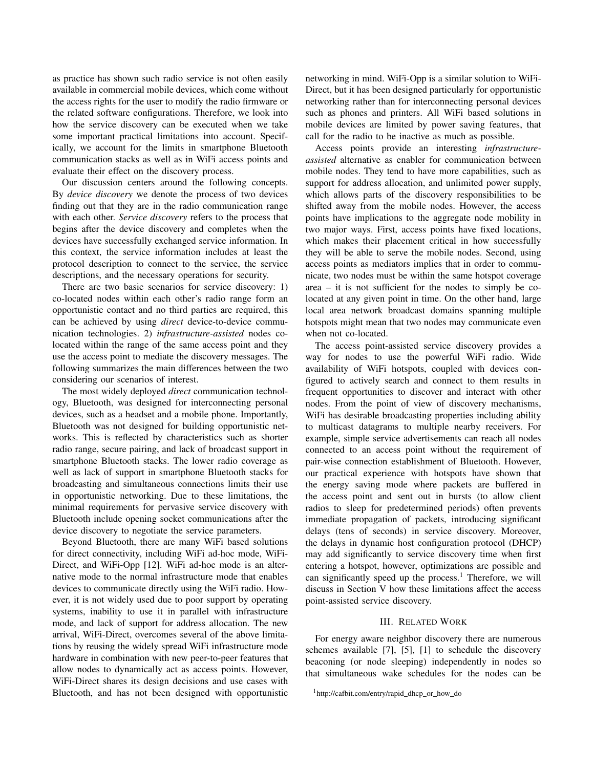as practice has shown such radio service is not often easily available in commercial mobile devices, which come without the access rights for the user to modify the radio firmware or the related software configurations. Therefore, we look into how the service discovery can be executed when we take some important practical limitations into account. Specifically, we account for the limits in smartphone Bluetooth communication stacks as well as in WiFi access points and evaluate their effect on the discovery process.

Our discussion centers around the following concepts. By *device discovery* we denote the process of two devices finding out that they are in the radio communication range with each other. *Service discovery* refers to the process that begins after the device discovery and completes when the devices have successfully exchanged service information. In this context, the service information includes at least the protocol description to connect to the service, the service descriptions, and the necessary operations for security.

There are two basic scenarios for service discovery: 1) co-located nodes within each other's radio range form an opportunistic contact and no third parties are required, this can be achieved by using *direct* device-to-device communication technologies. 2) *infrastructure-assisted* nodes co-located within the range of the same access point and they use the access point to mediate the discovery messages. The following summarizes the main differences between the two considering our scenarios of interest.

The most widely deployed *direct* communication technology, Bluetooth, was designed for interconnecting personal devices, such as a headset and a mobile phone. Importantly, Bluetooth was not designed for building opportunistic networks. This is reflected by characteristics such as shorter radio range, secure pairing, and lack of broadcast support in smartphone Bluetooth stacks. The lower radio coverage as well as lack of support in smartphone Bluetooth stacks for broadcasting and simultaneous connections limits their use in opportunistic networking. Due to these limitations, the minimal requirements for pervasive service discovery with Bluetooth include opening socket communications after the device discovery to negotiate the service parameters.

Beyond Bluetooth, there are many WiFi based solutions for direct connectivity, including WiFi ad-hoc mode, WiFi-Direct, and WiFi-Opp [12]. WiFi ad-hoc mode is an alternative mode to the normal infrastructure mode that enables devices to communicate directly using the WiFi radio. However, it is not widely used due to poor support by operating systems, inability to use it in parallel with infrastructure mode, and lack of support for address allocation. The new arrival, WiFi-Direct, overcomes several of the above limitations by reusing the widely spread WiFi infrastructure mode hardware in combination with new peer-to-peer features that allow nodes to dynamically act as access points. However, WiFi-Direct shares its design decisions and use cases with Bluetooth, and has not been designed with opportunistic networking in mind. WiFi-Opp is a similar solution to WiFi-Direct, but it has been designed particularly for opportunistic networking rather than for interconnecting personal devices such as phones and printers. All WiFi based solutions in mobile devices are limited by power saving features, that call for the radio to be inactive as much as possible.

Access points provide an interesting *infrastructure-assisted* alternative as enabler for communication between mobile nodes. They tend to have more capabilities, such as support for address allocation, and unlimited power supply, which allows parts of the discovery responsibilities to be shifted away from the mobile nodes. However, the access points have implications to the aggregate node mobility in two major ways. First, access points have fixed locations, which makes their placement critical in how successfully they will be able to serve the mobile nodes. Second, using access points as mediators implies that in order to communicate, two nodes must be within the same hotspot coverage area – it is not sufficient for the nodes to simply be co-located at any given point in time. On the other hand, large local area network broadcast domains spanning multiple hotspots might mean that two nodes may communicate even when not co-located.

The access point-assisted service discovery provides a way for nodes to use the powerful WiFi radio. Wide availability of WiFi hotspots, coupled with devices configured to actively search and connect to them results in frequent opportunities to discover and interact with other nodes. From the point of view of discovery mechanisms, WiFi has desirable broadcasting properties including ability to multicast datagrams to multiple nearby receivers. For example, simple service advertisements can reach all nodes connected to an access point without the requirement of pair-wise connection establishment of Bluetooth. However, our practical experience with hotspots have shown that the energy saving mode where packets are buffered in the access point and sent out in bursts (to allow client radios to sleep for predetermined periods) often prevents immediate propagation of packets, introducing significant delays (tens of seconds) in service discovery. Moreover, the delays in dynamic host configuration protocol (DHCP) may add significantly to service discovery time when first entering a hotspot, however, optimizations are possible and can significantly speed up the process.[1] Therefore, we will discuss in Section V how these limitations affect the access point-assisted service discovery.

## III. Related Work

For energy aware neighbor discovery there are numerous schemes available [7], [5], [1] to schedule the discovery beaconing (or node sleeping) independently in nodes so that simultaneous wake schedules for the nodes can be

[1] http://cafbit.com/entry/rapid_dhcp_or_how_do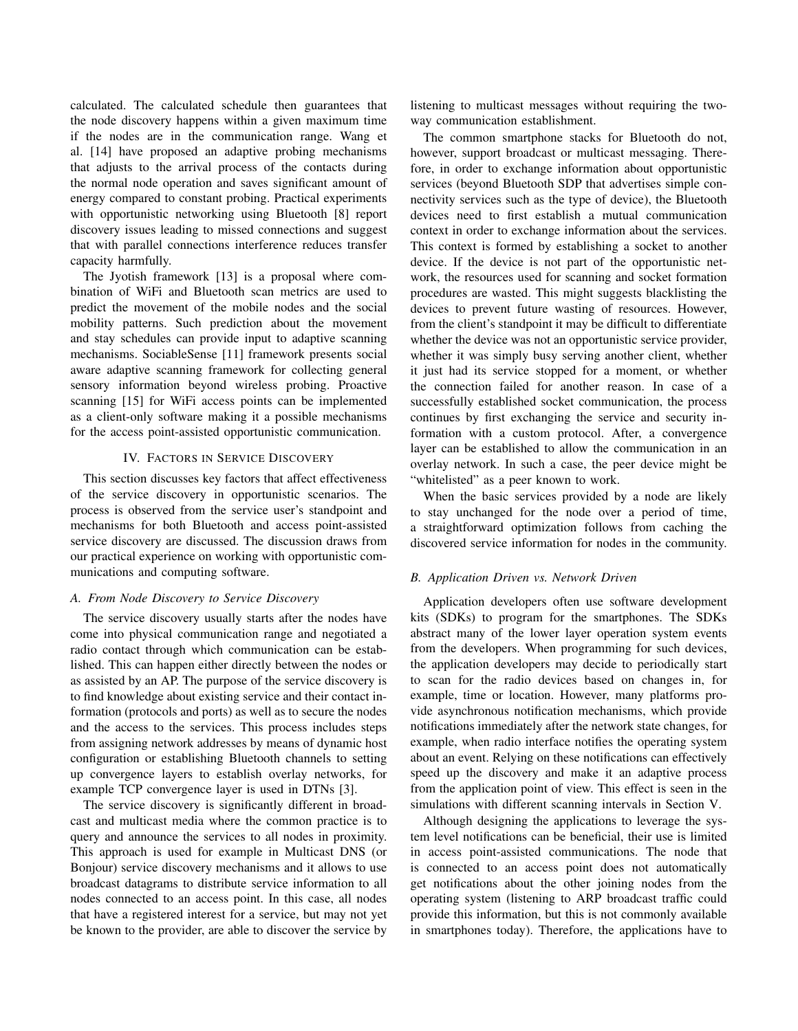calculated. The calculated schedule then guarantees that the node discovery happens within a given maximum time if the nodes are in the communication range. Wang et al. [14] have proposed an adaptive probing mechanisms that adjusts to the arrival process of the contacts during the normal node operation and saves significant amount of energy compared to constant probing. Practical experiments with opportunistic networking using Bluetooth [8] report discovery issues leading to missed connections and suggest that with parallel connections interference reduces transfer capacity harmfully.

The Jyotish framework [13] is a proposal where combination of WiFi and Bluetooth scan metrics are used to predict the movement of the mobile nodes and the social mobility patterns. Such prediction about the movement and stay schedules can provide input to adaptive scanning mechanisms. SociableSense [11] framework presents social aware adaptive scanning framework for collecting general sensory information beyond wireless probing. Proactive scanning [15] for WiFi access points can be implemented as a client-only software making it a possible mechanisms for the access point-assisted opportunistic communication.

## IV. Factors in Service Discovery

This section discusses key factors that affect effectiveness of the service discovery in opportunistic scenarios. The process is observed from the service user's standpoint and mechanisms for both Bluetooth and access point-assisted service discovery are discussed. The discussion draws from our practical experience on working with opportunistic communications and computing software.

### *A. From Node Discovery to Service Discovery*

The service discovery usually starts after the nodes have come into physical communication range and negotiated a radio contact through which communication can be established. This can happen either directly between the nodes or as assisted by an AP. The purpose of the service discovery is to find knowledge about existing service and their contact information (protocols and ports) as well as to secure the nodes and the access to the services. This process includes steps from assigning network addresses by means of dynamic host configuration or establishing Bluetooth channels to setting up convergence layers to establish overlay networks, for example TCP convergence layer is used in DTNs [3].

The service discovery is significantly different in broadcast and multicast media where the common practice is to query and announce the services to all nodes in proximity. This approach is used for example in Multicast DNS (or Bonjour) service discovery mechanisms and it allows to use broadcast datagrams to distribute service information to all nodes connected to an access point. In this case, all nodes that have a registered interest for a service, but may not yet be known to the provider, are able to discover the service by listening to multicast messages without requiring the two-way communication establishment.

The common smartphone stacks for Bluetooth do not, however, support broadcast or multicast messaging. Therefore, in order to exchange information about opportunistic services (beyond Bluetooth SDP that advertises simple connectivity services such as the type of device), the Bluetooth devices need to first establish a mutual communication context in order to exchange information about the services. This context is formed by establishing a socket to another device. If the device is not part of the opportunistic network, the resources used for scanning and socket formation procedures are wasted. This might suggests blacklisting the devices to prevent future wasting of resources. However, from the client's standpoint it may be difficult to differentiate whether the device was not an opportunistic service provider, whether it was simply busy serving another client, whether it just had its service stopped for a moment, or whether the connection failed for another reason. In case of a successfully established socket communication, the process continues by first exchanging the service and security information with a custom protocol. After, a convergence layer can be established to allow the communication in an overlay network. In such a case, the peer device might be "whitelisted" as a peer known to work.

When the basic services provided by a node are likely to stay unchanged for the node over a period of time, a straightforward optimization follows from caching the discovered service information for nodes in the community.

### *B. Application Driven vs. Network Driven*

Application developers often use software development kits (SDKs) to program for the smartphones. The SDKs abstract many of the lower layer operation system events from the developers. When programming for such devices, the application developers may decide to periodically start to scan for the radio devices based on changes in, for example, time or location. However, many platforms provide asynchronous notification mechanisms, which provide notifications immediately after the network state changes, for example, when radio interface notifies the operating system about an event. Relying on these notifications can effectively speed up the discovery and make it an adaptive process from the application point of view. This effect is seen in the simulations with different scanning intervals in Section V.

Although designing the applications to leverage the system level notifications can be beneficial, their use is limited in access point-assisted communications. The node that is connected to an access point does not automatically get notifications about the other joining nodes from the operating system (listening to ARP broadcast traffic could provide this information, but this is not commonly available in smartphones today). Therefore, the applications have to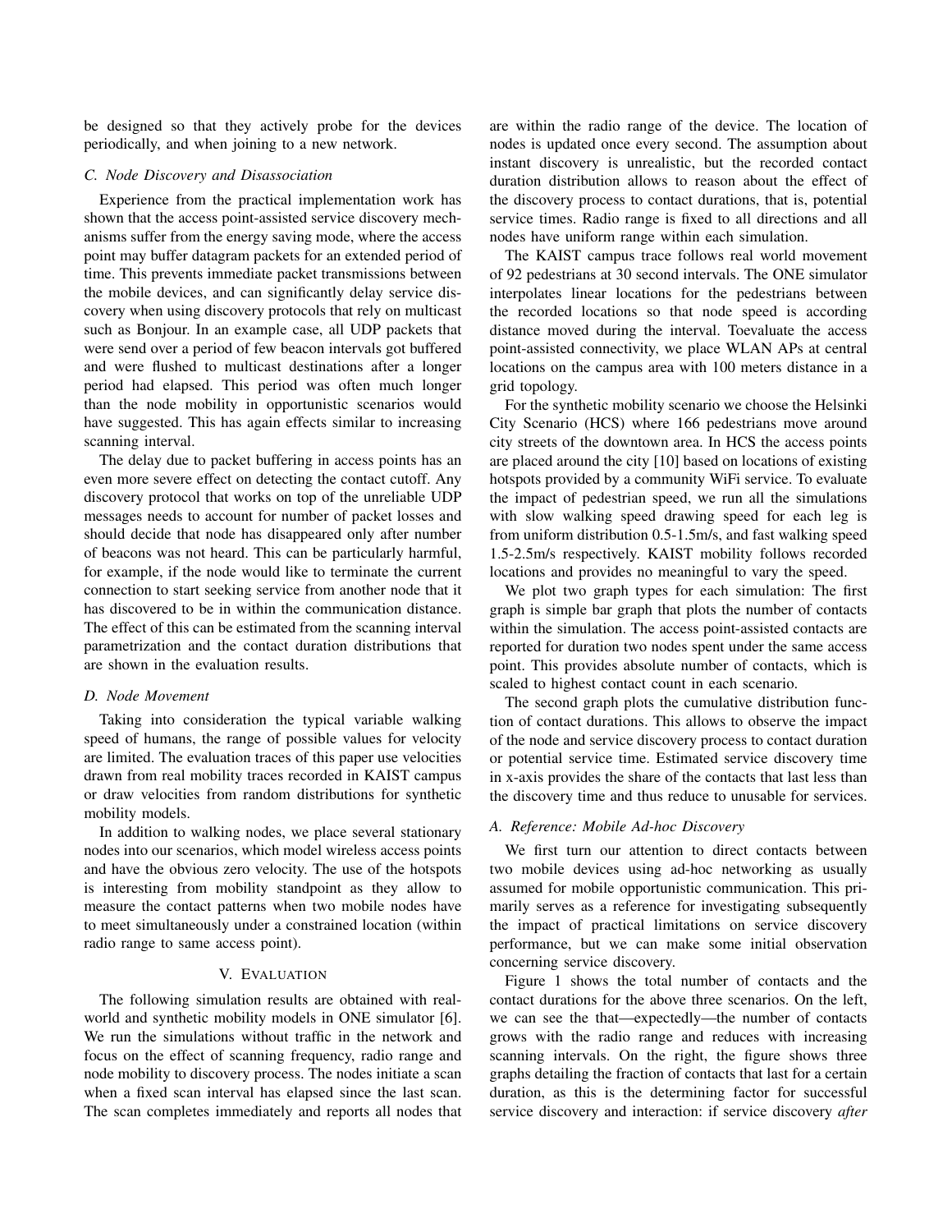be designed so that they actively probe for the devices periodically, and when joining to a new network.

### C. Node Discovery and Disassociation

Experience from the practical implementation work has shown that the access point-assisted service discovery mechanisms suffer from the energy saving mode, where the access point may buffer datagram packets for an extended period of time. This prevents immediate packet transmissions between the mobile devices, and can significantly delay service discovery when using discovery protocols that rely on multicast such as Bonjour. In an example case, all UDP packets that were send over a period of few beacon intervals got buffered and were flushed to multicast destinations after a longer period had elapsed. This period was often much longer than the node mobility in opportunistic scenarios would have suggested. This has again effects similar to increasing scanning interval.

The delay due to packet buffering in access points has an even more severe effect on detecting the contact cutoff. Any discovery protocol that works on top of the unreliable UDP messages needs to account for number of packet losses and should decide that node has disappeared only after number of beacons was not heard. This can be particularly harmful, for example, if the node would like to terminate the current connection to start seeking service from another node that it has discovered to be in within the communication distance. The effect of this can be estimated from the scanning interval parametrization and the contact duration distributions that are shown in the evaluation results.

### D. Node Movement

Taking into consideration the typical variable walking speed of humans, the range of possible values for velocity are limited. The evaluation traces of this paper use velocities drawn from real mobility traces recorded in KAIST campus or draw velocities from random distributions for synthetic mobility models.

In addition to walking nodes, we place several stationary nodes into our scenarios, which model wireless access points and have the obvious zero velocity. The use of the hotspots is interesting from mobility standpoint as they allow to measure the contact patterns when two mobile nodes have to meet simultaneously under a constrained location (within radio range to same access point).

## V. Evaluation

The following simulation results are obtained with real-world and synthetic mobility models in ONE simulator [6]. We run the simulations without traffic in the network and focus on the effect of scanning frequency, radio range and node mobility to discovery process. The nodes initiate a scan when a fixed scan interval has elapsed since the last scan. The scan completes immediately and reports all nodes that are within the radio range of the device. The location of nodes is updated once every second. The assumption about instant discovery is unrealistic, but the recorded contact duration distribution allows to reason about the effect of the discovery process to contact durations, that is, potential service times. Radio range is fixed to all directions and all nodes have uniform range within each simulation.

The KAIST campus trace follows real world movement of 92 pedestrians at 30 second intervals. The ONE simulator interpolates linear locations for the pedestrians between the recorded locations so that node speed is according distance moved during the interval. Toevaluate the access point-assisted connectivity, we place WLAN APs at central locations on the campus area with 100 meters distance in a grid topology.

For the synthetic mobility scenario we choose the Helsinki City Scenario (HCS) where 166 pedestrians move around city streets of the downtown area. In HCS the access points are placed around the city [10] based on locations of existing hotspots provided by a community WiFi service. To evaluate the impact of pedestrian speed, we run all the simulations with slow walking speed drawing speed for each leg is from uniform distribution 0.5-1.5m/s, and fast walking speed 1.5-2.5m/s respectively. KAIST mobility follows recorded locations and provides no meaningful to vary the speed.

We plot two graph types for each simulation: The first graph is simple bar graph that plots the number of contacts within the simulation. The access point-assisted contacts are reported for duration two nodes spent under the same access point. This provides absolute number of contacts, which is scaled to highest contact count in each scenario.

The second graph plots the cumulative distribution function of contact durations. This allows to observe the impact of the node and service discovery process to contact duration or potential service time. Estimated service discovery time in x-axis provides the share of the contacts that last less than the discovery time and thus reduce to unusable for services.

### A. Reference: Mobile Ad-hoc Discovery

We first turn our attention to direct contacts between two mobile devices using ad-hoc networking as usually assumed for mobile opportunistic communication. This primarily serves as a reference for investigating subsequently the impact of practical limitations on service discovery performance, but we can make some initial observation concerning service discovery.

Figure 1 shows the total number of contacts and the contact durations for the above three scenarios. On the left, we can see the that—expectedly—the number of contacts grows with the radio range and reduces with increasing scanning intervals. On the right, the figure shows three graphs detailing the fraction of contacts that last for a certain duration, as this is the determining factor for successful service discovery and interaction: if service discovery *after*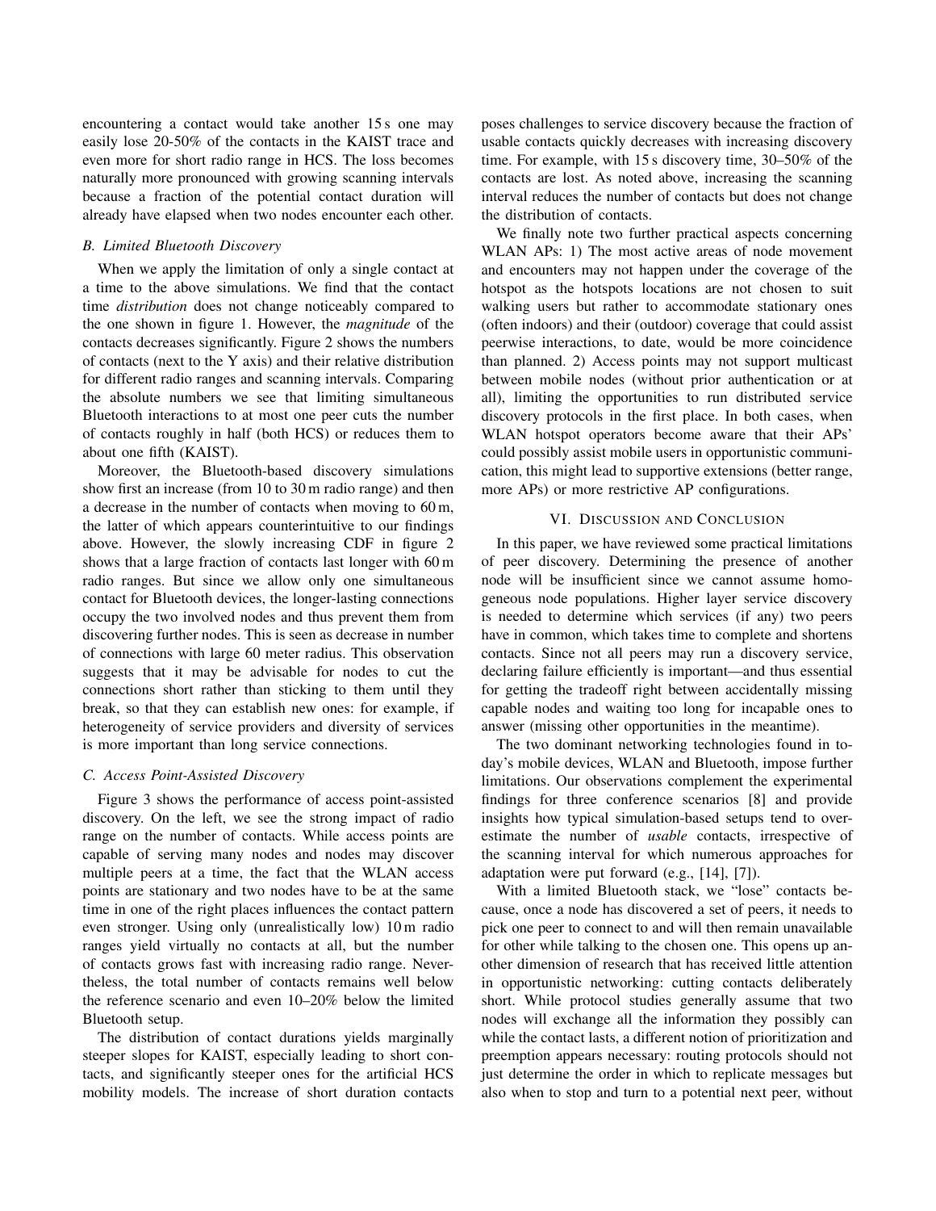encountering a contact would take another 15 s one may easily lose 20-50% of the contacts in the KAIST trace and even more for short radio range in HCS. The loss becomes naturally more pronounced with growing scanning intervals because a fraction of the potential contact duration will already have elapsed when two nodes encounter each other.

### B. Limited Bluetooth Discovery

When we apply the limitation of only a single contact at a time to the above simulations. We find that the contact time *distribution* does not change noticeably compared to the one shown in figure 1. However, the *magnitude* of the contacts decreases significantly. Figure 2 shows the numbers of contacts (next to the Y axis) and their relative distribution for different radio ranges and scanning intervals. Comparing the absolute numbers we see that limiting simultaneous Bluetooth interactions to at most one peer cuts the number of contacts roughly in half (both HCS) or reduces them to about one fifth (KAIST).

Moreover, the Bluetooth-based discovery simulations show first an increase (from 10 to 30 m radio range) and then a decrease in the number of contacts when moving to 60 m, the latter of which appears counterintuitive to our findings above. However, the slowly increasing CDF in figure 2 shows that a large fraction of contacts last longer with 60 m radio ranges. But since we allow only one simultaneous contact for Bluetooth devices, the longer-lasting connections occupy the two involved nodes and thus prevent them from discovering further nodes. This is seen as decrease in number of connections with large 60 meter radius. This observation suggests that it may be advisable for nodes to cut the connections short rather than sticking to them until they break, so that they can establish new ones: for example, if heterogeneity of service providers and diversity of services is more important than long service connections.

### C. Access Point-Assisted Discovery

Figure 3 shows the performance of access point-assisted discovery. On the left, we see the strong impact of radio range on the number of contacts. While access points are capable of serving many nodes and nodes may discover multiple peers at a time, the fact that the WLAN access points are stationary and two nodes have to be at the same time in one of the right places influences the contact pattern even stronger. Using only (unrealistically low) 10 m radio ranges yield virtually no contacts at all, but the number of contacts grows fast with increasing radio range. Nevertheless, the total number of contacts remains well below the reference scenario and even 10–20% below the limited Bluetooth setup.

The distribution of contact durations yields marginally steeper slopes for KAIST, especially leading to short contacts, and significantly steeper ones for the artificial HCS mobility models. The increase of short duration contacts poses challenges to service discovery because the fraction of usable contacts quickly decreases with increasing discovery time. For example, with 15 s discovery time, 30–50% of the contacts are lost. As noted above, increasing the scanning interval reduces the number of contacts but does not change the distribution of contacts.

We finally note two further practical aspects concerning WLAN APs: 1) The most active areas of node movement and encounters may not happen under the coverage of the hotspot as the hotspots locations are not chosen to suit walking users but rather to accommodate stationary ones (often indoors) and their (outdoor) coverage that could assist peerwise interactions, to date, would be more coincidence than planned. 2) Access points may not support multicast between mobile nodes (without prior authentication or at all), limiting the opportunities to run distributed service discovery protocols in the first place. In both cases, when WLAN hotspot operators become aware that their APs' could possibly assist mobile users in opportunistic communication, this might lead to supportive extensions (better range, more APs) or more restrictive AP configurations.

## VI. Discussion and Conclusion

In this paper, we have reviewed some practical limitations of peer discovery. Determining the presence of another node will be insufficient since we cannot assume homogeneous node populations. Higher layer service discovery is needed to determine which services (if any) two peers have in common, which takes time to complete and shortens contacts. Since not all peers may run a discovery service, declaring failure efficiently is important—and thus essential for getting the tradeoff right between accidentally missing capable nodes and waiting too long for incapable ones to answer (missing other opportunities in the meantime).

The two dominant networking technologies found in today's mobile devices, WLAN and Bluetooth, impose further limitations. Our observations complement the experimental findings for three conference scenarios [8] and provide insights how typical simulation-based setups tend to overestimate the number of *usable* contacts, irrespective of the scanning interval for which numerous approaches for adaptation were put forward (e.g., [14], [7]).

With a limited Bluetooth stack, we "lose" contacts because, once a node has discovered a set of peers, it needs to pick one peer to connect to and will then remain unavailable for other while talking to the chosen one. This opens up another dimension of research that has received little attention in opportunistic networking: cutting contacts deliberately short. While protocol studies generally assume that two nodes will exchange all the information they possibly can while the contact lasts, a different notion of prioritization and preemption appears necessary: routing protocols should not just determine the order in which to replicate messages but also when to stop and turn to a potential next peer, without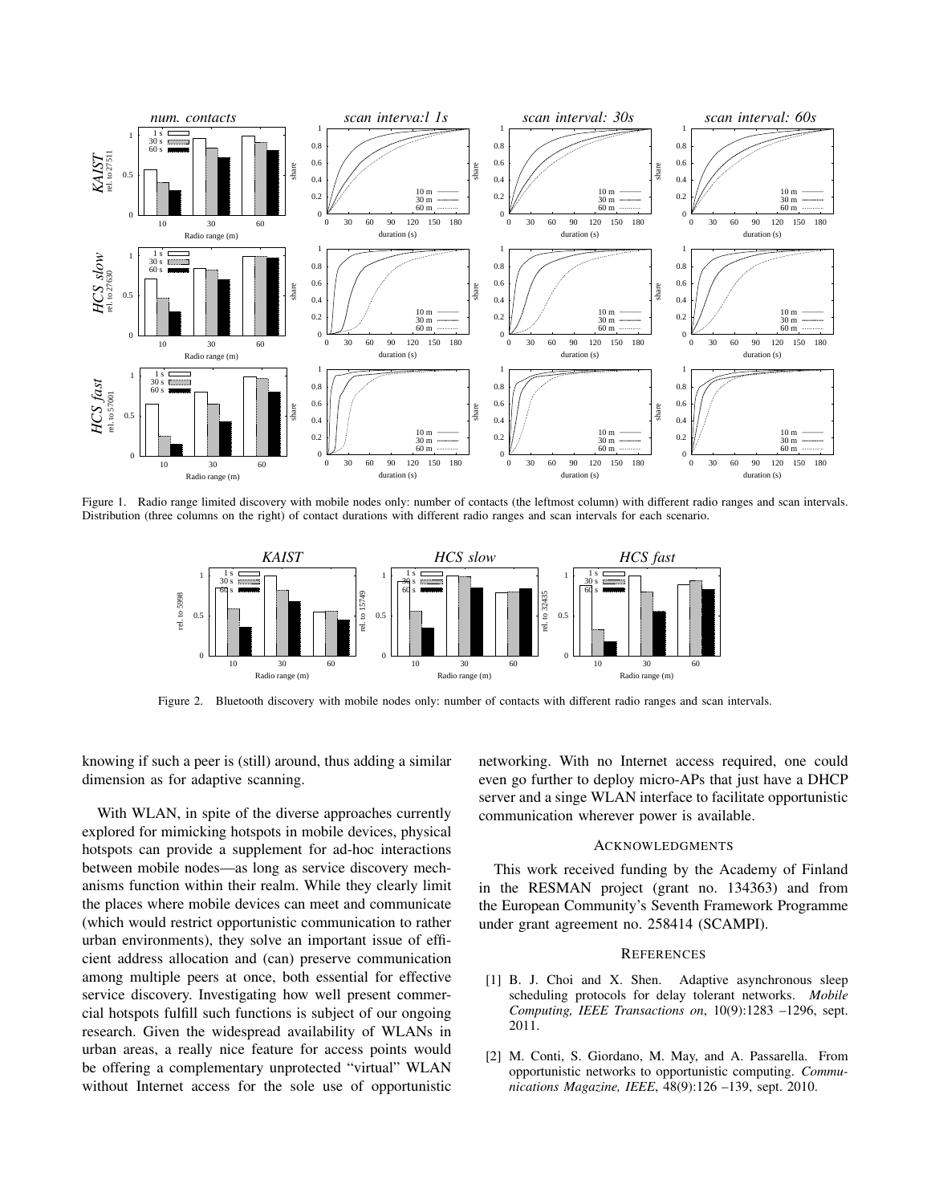Figure 1. Radio range limited discovery with mobile nodes only: number of contacts (the leftmost column) with different radio ranges and scan intervals. Distribution (three columns on the right) of contact durations with different radio ranges and scan intervals for each scenario.

Figure 2. Bluetooth discovery with mobile nodes only: number of contacts with different radio ranges and scan intervals.

knowing if such a peer is (still) around, thus adding a similar dimension as for adaptive scanning.

With WLAN, in spite of the diverse approaches currently explored for mimicking hotspots in mobile devices, physical hotspots can provide a supplement for ad-hoc interactions between mobile nodes—as long as service discovery mechanisms function within their realm. While they clearly limit the places where mobile devices can meet and communicate (which would restrict opportunistic communication to rather urban environments), they solve an important issue of efficient address allocation and (can) preserve communication among multiple peers at once, both essential for effective service discovery. Investigating how well present commercial hotspots fulfill such functions is subject of our ongoing research. Given the widespread availability of WLANs in urban areas, a really nice feature for access points would be offering a complementary unprotected "virtual" WLAN without Internet access for the sole use of opportunistic networking. With no Internet access required, one could even go further to deploy micro-APs that just have a DHCP server and a singe WLAN interface to facilitate opportunistic communication wherever power is available.

## Acknowledgments

This work received funding by the Academy of Finland in the RESMAN project (grant no. 134363) and from the European Community's Seventh Framework Programme under grant agreement no. 258414 (SCAMPI).

## References

[1] B. J. Choi and X. Shen. Adaptive asynchronous sleep scheduling protocols for delay tolerant networks. *Mobile Computing, IEEE Transactions on*, 10(9):1283 –1296, sept. 2011.

[2] M. Conti, S. Giordano, M. May, and A. Passarella. From opportunistic networks to opportunistic computing. *Communications Magazine, IEEE*, 48(9):126 –139, sept. 2010.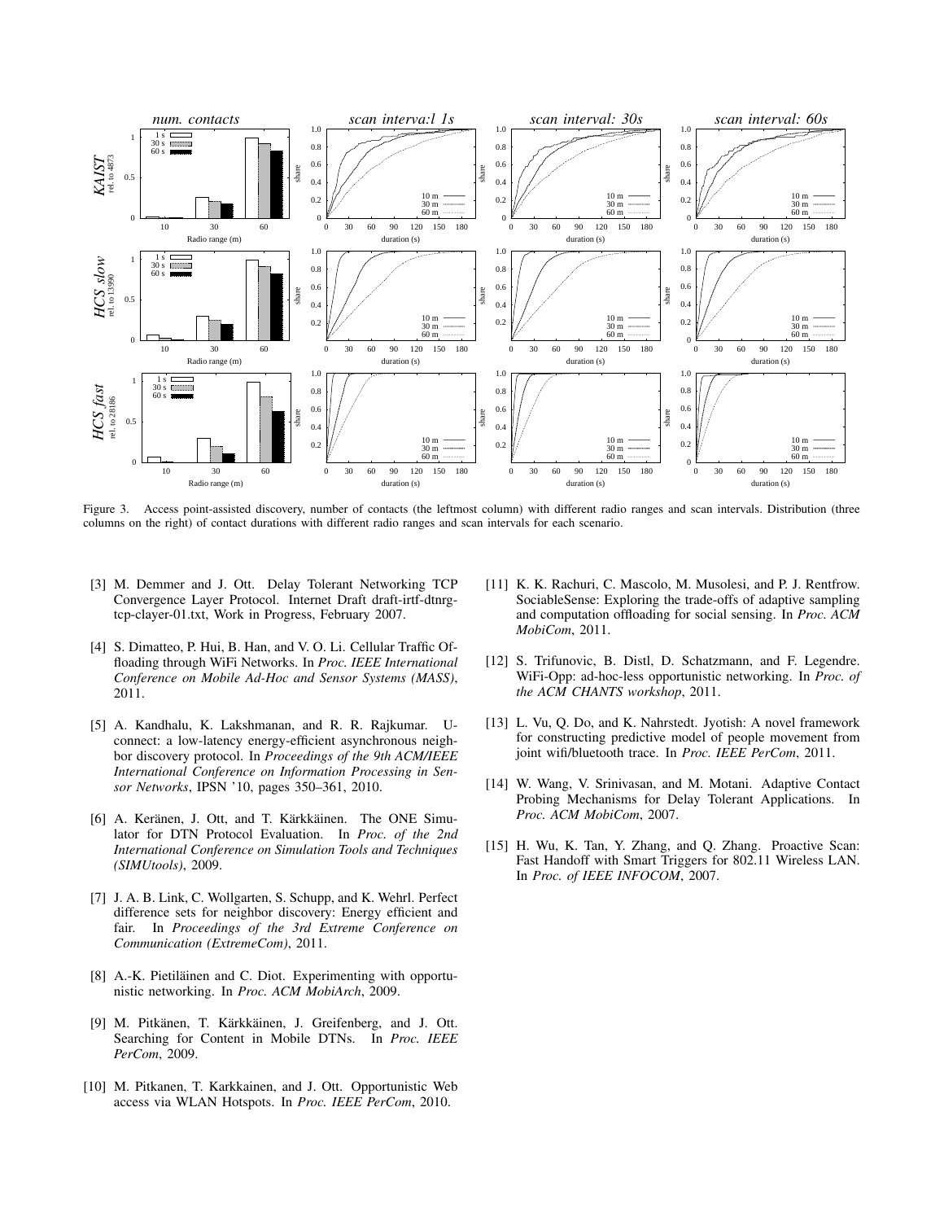num. contacts

scan interva:l 1s

scan interval: 30s

scan interval: 60s

KAIST
rel. to 4873

HCS slow
rel. to 13990

HCS fast
rel. to 28186

1 s
30 s
60 s

Radio range (m)

10 30 60

share

duration (s)

0 30 60 90 120 150 180

10 m
30 m
60 m

Figure 3. Access point-assisted discovery, number of contacts (the leftmost column) with different radio ranges and scan intervals. Distribution (three columns on the right) of contact durations with different radio ranges and scan intervals for each scenario.

[3] M. Demmer and J. Ott. Delay Tolerant Networking TCP Convergence Layer Protocol. Internet Draft draft-irtf-dtnrg-tcp-clayer-01.txt, Work in Progress, February 2007.

[4] S. Dimatteo, P. Hui, B. Han, and V. O. Li. Cellular Traffic Offloading through WiFi Networks. In *Proc. IEEE International Conference on Mobile Ad-Hoc and Sensor Systems (MASS)*, 2011.

[5] A. Kandhalu, K. Lakshmanan, and R. R. Rajkumar. U-connect: a low-latency energy-efficient asynchronous neighbor discovery protocol. In *Proceedings of the 9th ACM/IEEE International Conference on Information Processing in Sensor Networks*, IPSN '10, pages 350–361, 2010.

[6] A. Keränen, J. Ott, and T. Kärkkäinen. The ONE Simulator for DTN Protocol Evaluation. In *Proc. of the 2nd International Conference on Simulation Tools and Techniques (SIMUtools)*, 2009.

[7] J. A. B. Link, C. Wollgarten, S. Schupp, and K. Wehrl. Perfect difference sets for neighbor discovery: Energy efficient and fair. In *Proceedings of the 3rd Extreme Conference on Communication (ExtremeCom)*, 2011.

[8] A.-K. Pietiläinen and C. Diot. Experimenting with opportunistic networking. In *Proc. ACM MobiArch*, 2009.

[9] M. Pitkänen, T. Kärkkäinen, J. Greifenberg, and J. Ott. Searching for Content in Mobile DTNs. In *Proc. IEEE PerCom*, 2009.

[10] M. Pitkanen, T. Karkkainen, and J. Ott. Opportunistic Web access via WLAN Hotspots. In *Proc. IEEE PerCom*, 2010.

[11] K. K. Rachuri, C. Mascolo, M. Musolesi, and P. J. Rentfrow. SociableSense: Exploring the trade-offs of adaptive sampling and computation offloading for social sensing. In *Proc. ACM MobiCom*, 2011.

[12] S. Trifunovic, B. Distl, D. Schatzmann, and F. Legendre. WiFi-Opp: ad-hoc-less opportunistic networking. In *Proc. of the ACM CHANTS workshop*, 2011.

[13] L. Vu, Q. Do, and K. Nahrstedt. Jyotish: A novel framework for constructing predictive model of people movement from joint wifi/bluetooth trace. In *Proc. IEEE PerCom*, 2011.

[14] W. Wang, V. Srinivasan, and M. Motani. Adaptive Contact Probing Mechanisms for Delay Tolerant Applications. In *Proc. ACM MobiCom*, 2007.

[15] H. Wu, K. Tan, Y. Zhang, and Q. Zhang. Proactive Scan: Fast Handoff with Smart Triggers for 802.11 Wireless LAN. In *Proc. of IEEE INFOCOM*, 2007.